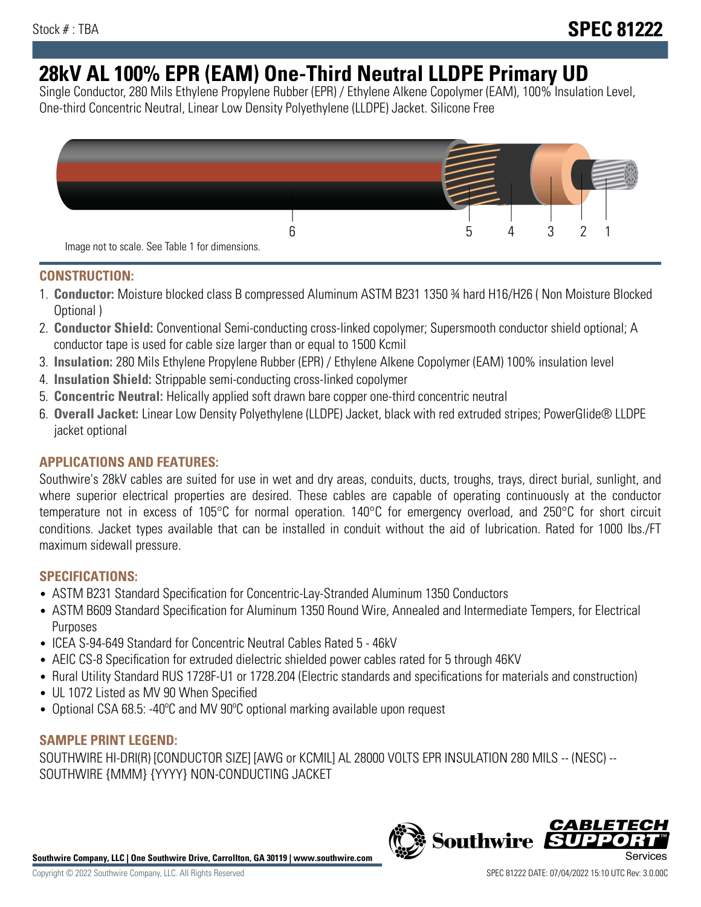Stock # : TBA

# SPEC 81222

# 28kV AL 100% EPR (EAM) One-Third Neutral LLDPE Primary UD

Single Conductor, 280 Mils Ethylene Propylene Rubber (EPR) / Ethylene Alkene Copolymer (EAM), 100% Insulation Level, One-third Concentric Neutral, Linear Low Density Polyethylene (LLDPE) Jacket. Silicone Free

6 5 4 3 2 1

Image not to scale. See Table 1 for dimensions.

## CONSTRUCTION:

1. **Conductor:** Moisture blocked class B compressed Aluminum ASTM B231 1350 ¾ hard H16/H26 ( Non Moisture Blocked Optional )
2. **Conductor Shield:** Conventional Semi-conducting cross-linked copolymer; Supersmooth conductor shield optional; A conductor tape is used for cable size larger than or equal to 1500 Kcmil
3. **Insulation:** 280 Mils Ethylene Propylene Rubber (EPR) / Ethylene Alkene Copolymer (EAM) 100% insulation level
4. **Insulation Shield:** Strippable semi-conducting cross-linked copolymer
5. **Concentric Neutral:** Helically applied soft drawn bare copper one-third concentric neutral
6. **Overall Jacket:** Linear Low Density Polyethylene (LLDPE) Jacket, black with red extruded stripes; PowerGlide® LLDPE jacket optional

## APPLICATIONS AND FEATURES:

Southwire's 28kV cables are suited for use in wet and dry areas, conduits, ducts, troughs, trays, direct burial, sunlight, and where superior electrical properties are desired. These cables are capable of operating continuously at the conductor temperature not in excess of 105°C for normal operation. 140°C for emergency overload, and 250°C for short circuit conditions. Jacket types available that can be installed in conduit without the aid of lubrication. Rated for 1000 lbs./FT maximum sidewall pressure.

## SPECIFICATIONS:

- ASTM B231 Standard Specification for Concentric-Lay-Stranded Aluminum 1350 Conductors
- ASTM B609 Standard Specification for Aluminum 1350 Round Wire, Annealed and Intermediate Tempers, for Electrical Purposes
- ICEA S-94-649 Standard for Concentric Neutral Cables Rated 5 - 46kV
- AEIC CS-8 Specification for extruded dielectric shielded power cables rated for 5 through 46KV
- Rural Utility Standard RUS 1728F-U1 or 1728.204 (Electric standards and specifications for materials and construction)
- UL 1072 Listed as MV 90 When Specified
- Optional CSA 68.5: -40ºC and MV 90ºC optional marking available upon request

## SAMPLE PRINT LEGEND:

SOUTHWIRE HI-DRI(R) [CONDUCTOR SIZE] [AWG or KCMIL] AL 28000 VOLTS EPR INSULATION 280 MILS -- (NESC) -- SOUTHWIRE {MMM} {YYYY} NON-CONDUCTING JACKET

**Southwire Company, LLC | One Southwire Drive, Carrollton, GA 30119 | www.southwire.com**

Copyright © 2022 Southwire Company, LLC. All Rights Reserved

SPEC 81222 DATE: 07/04/2022 15:10 UTC Rev: 3.0.00C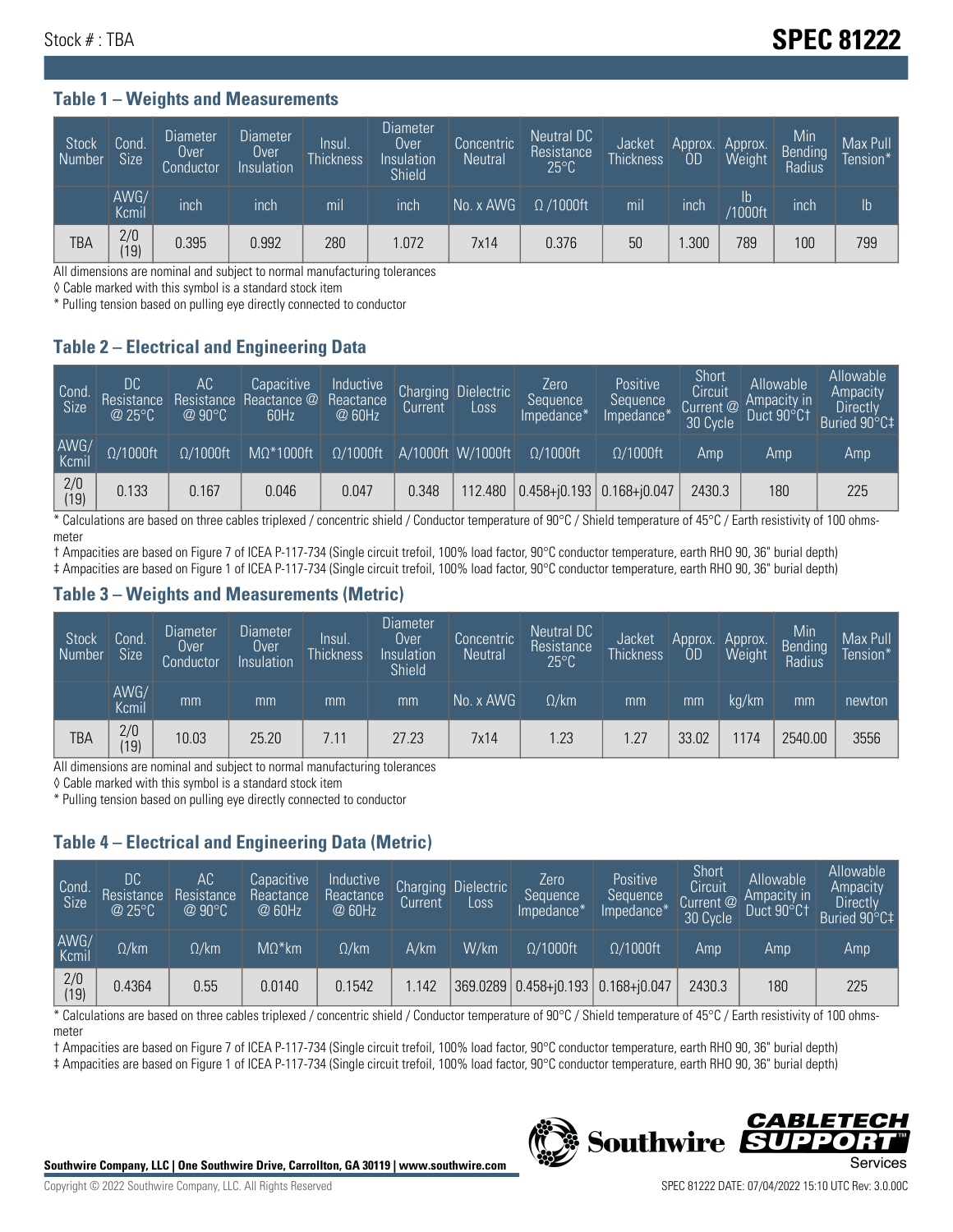Stock # : TBA

# SPEC 81222

## Table 1 – Weights and Measurements

| Stock Number | Cond. Size | Diameter Over Conductor | Diameter Over Insulation | Insul. Thickness | Diameter Over Insulation Shield | Concentric Neutral | Neutral DC Resistance 25°C | Jacket Thickness | Approx. OD | Approx. Weight | Min Bending Radius | Max Pull Tension* |
|---|---|---|---|---|---|---|---|---|---|---|---|---|
| | AWG/ Kcmil | inch | inch | mil | inch | No. x AWG | Ω /1000ft | mil | inch | lb /1000ft | inch | lb |
| TBA | 2/0 (19) | 0.395 | 0.992 | 280 | 1.072 | 7x14 | 0.376 | 50 | 1.300 | 789 | 100 | 799 |

All dimensions are nominal and subject to normal manufacturing tolerances

◊ Cable marked with this symbol is a standard stock item

* Pulling tension based on pulling eye directly connected to conductor

## Table 2 – Electrical and Engineering Data

| Cond. Size | DC Resistance @ 25°C | AC Resistance @ 90°C | Capacitive Reactance @ 60Hz | Inductive Reactance @ 60Hz | Charging Current | Dielectric Loss | Zero Sequence Impedance* | Positive Sequence Impedance* | Short Circuit Current @ 30 Cycle | Allowable Ampacity in Duct 90°C† | Allowable Ampacity Directly Buried 90°C‡ |
|---|---|---|---|---|---|---|---|---|---|---|---|
| AWG/ Kcmil | Ω/1000ft | Ω/1000ft | MΩ*1000ft | Ω/1000ft | A/1000ft | W/1000ft | Ω/1000ft | Ω/1000ft | Amp | Amp | Amp |
| 2/0 (19) | 0.133 | 0.167 | 0.046 | 0.047 | 0.348 | 112.480 | 0.458+j0.193 | 0.168+j0.047 | 2430.3 | 180 | 225 |

* Calculations are based on three cables triplexed / concentric shield / Conductor temperature of 90°C / Shield temperature of 45°C / Earth resistivity of 100 ohms-meter

† Ampacities are based on Figure 7 of ICEA P-117-734 (Single circuit trefoil, 100% load factor, 90°C conductor temperature, earth RHO 90, 36" burial depth)

‡ Ampacities are based on Figure 1 of ICEA P-117-734 (Single circuit trefoil, 100% load factor, 90°C conductor temperature, earth RHO 90, 36" burial depth)

## Table 3 – Weights and Measurements (Metric)

| Stock Number | Cond. Size | Diameter Over Conductor | Diameter Over Insulation | Insul. Thickness | Diameter Over Insulation Shield | Concentric Neutral | Neutral DC Resistance 25°C | Jacket Thickness | Approx. OD | Approx. Weight | Min Bending Radius | Max Pull Tension* |
|---|---|---|---|---|---|---|---|---|---|---|---|---|
| | AWG/ Kcmil | mm | mm | mm | mm | No. x AWG | Ω/km | mm | mm | kg/km | mm | newton |
| TBA | 2/0 (19) | 10.03 | 25.20 | 7.11 | 27.23 | 7x14 | 1.23 | 1.27 | 33.02 | 1174 | 2540.00 | 3556 |

All dimensions are nominal and subject to normal manufacturing tolerances

◊ Cable marked with this symbol is a standard stock item

* Pulling tension based on pulling eye directly connected to conductor

## Table 4 – Electrical and Engineering Data (Metric)

| Cond. Size | DC Resistance @ 25°C | AC Resistance @ 90°C | Capacitive Reactance @ 60Hz | Inductive Reactance @ 60Hz | Charging Current | Dielectric Loss | Zero Sequence Impedance* | Positive Sequence Impedance* | Short Circuit Current @ 30 Cycle | Allowable Ampacity in Duct 90°C† | Allowable Ampacity Directly Buried 90°C‡ |
|---|---|---|---|---|---|---|---|---|---|---|---|
| AWG/ Kcmil | Ω/km | Ω/km | MΩ*km | Ω/km | A/km | W/km | Ω/1000ft | Ω/1000ft | Amp | Amp | Amp |
| 2/0 (19) | 0.4364 | 0.55 | 0.0140 | 0.1542 | 1.142 | 369.0289 | 0.458+j0.193 | 0.168+j0.047 | 2430.3 | 180 | 225 |

* Calculations are based on three cables triplexed / concentric shield / Conductor temperature of 90°C / Shield temperature of 45°C / Earth resistivity of 100 ohms-meter

† Ampacities are based on Figure 7 of ICEA P-117-734 (Single circuit trefoil, 100% load factor, 90°C conductor temperature, earth RHO 90, 36" burial depth)

‡ Ampacities are based on Figure 1 of ICEA P-117-734 (Single circuit trefoil, 100% load factor, 90°C conductor temperature, earth RHO 90, 36" burial depth)

**Southwire Company, LLC | One Southwire Drive, Carrollton, GA 30119 | www.southwire.com**

Copyright © 2022 Southwire Company, LLC. All Rights Reserved

SPEC 81222 DATE: 07/04/2022 15:10 UTC Rev: 3.0.00C